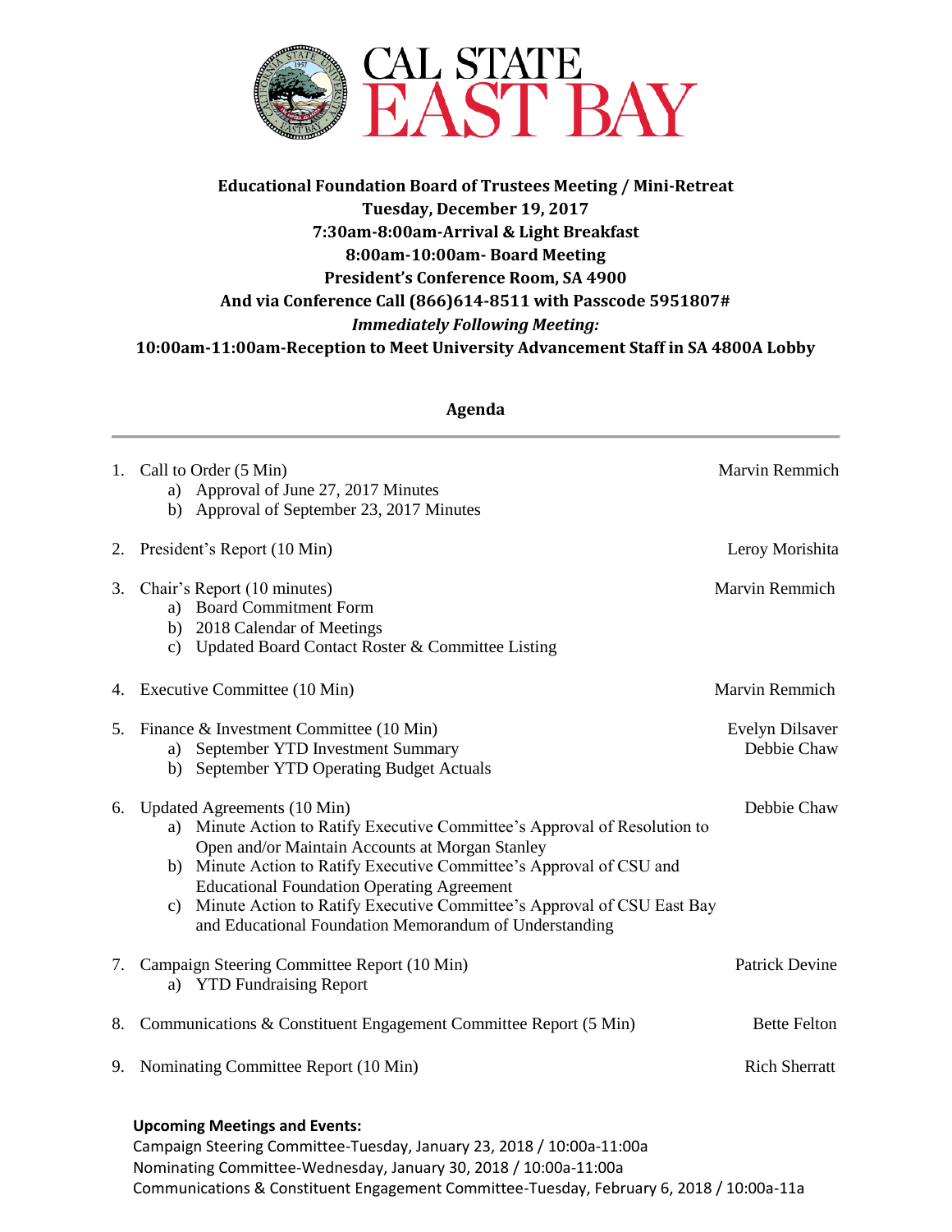# CAL STATE EAST BAY

**Educational Foundation Board of Trustees Meeting / Mini-Retreat**
**Tuesday, December 19, 2017**
**7:30am-8:00am-Arrival & Light Breakfast**
**8:00am-10:00am- Board Meeting**
**President's Conference Room, SA 4900**
**And via Conference Call (866)614-8511 with Passcode 5951807#**
***Immediately Following Meeting:***
**10:00am-11:00am-Reception to Meet University Advancement Staff in SA 4800A Lobby**

## Agenda

1. Call to Order (5 Min) — Marvin Remmich
   a) Approval of June 27, 2017 Minutes
   b) Approval of September 23, 2017 Minutes

2. President's Report (10 Min) — Leroy Morishita

3. Chair's Report (10 minutes) — Marvin Remmich
   a) Board Commitment Form
   b) 2018 Calendar of Meetings
   c) Updated Board Contact Roster & Committee Listing

4. Executive Committee (10 Min) — Marvin Remmich

5. Finance & Investment Committee (10 Min) — Evelyn Dilsaver, Debbie Chaw
   a) September YTD Investment Summary
   b) September YTD Operating Budget Actuals

6. Updated Agreements (10 Min) — Debbie Chaw
   a) Minute Action to Ratify Executive Committee's Approval of Resolution to Open and/or Maintain Accounts at Morgan Stanley
   b) Minute Action to Ratify Executive Committee's Approval of CSU and Educational Foundation Operating Agreement
   c) Minute Action to Ratify Executive Committee's Approval of CSU East Bay and Educational Foundation Memorandum of Understanding

7. Campaign Steering Committee Report (10 Min) — Patrick Devine
   a) YTD Fundraising Report

8. Communications & Constituent Engagement Committee Report (5 Min) — Bette Felton

9. Nominating Committee Report (10 Min) — Rich Sherratt

**Upcoming Meetings and Events:**
Campaign Steering Committee-Tuesday, January 23, 2018 / 10:00a-11:00a
Nominating Committee-Wednesday, January 30, 2018 / 10:00a-11:00a
Communications & Constituent Engagement Committee-Tuesday, February 6, 2018 / 10:00a-11a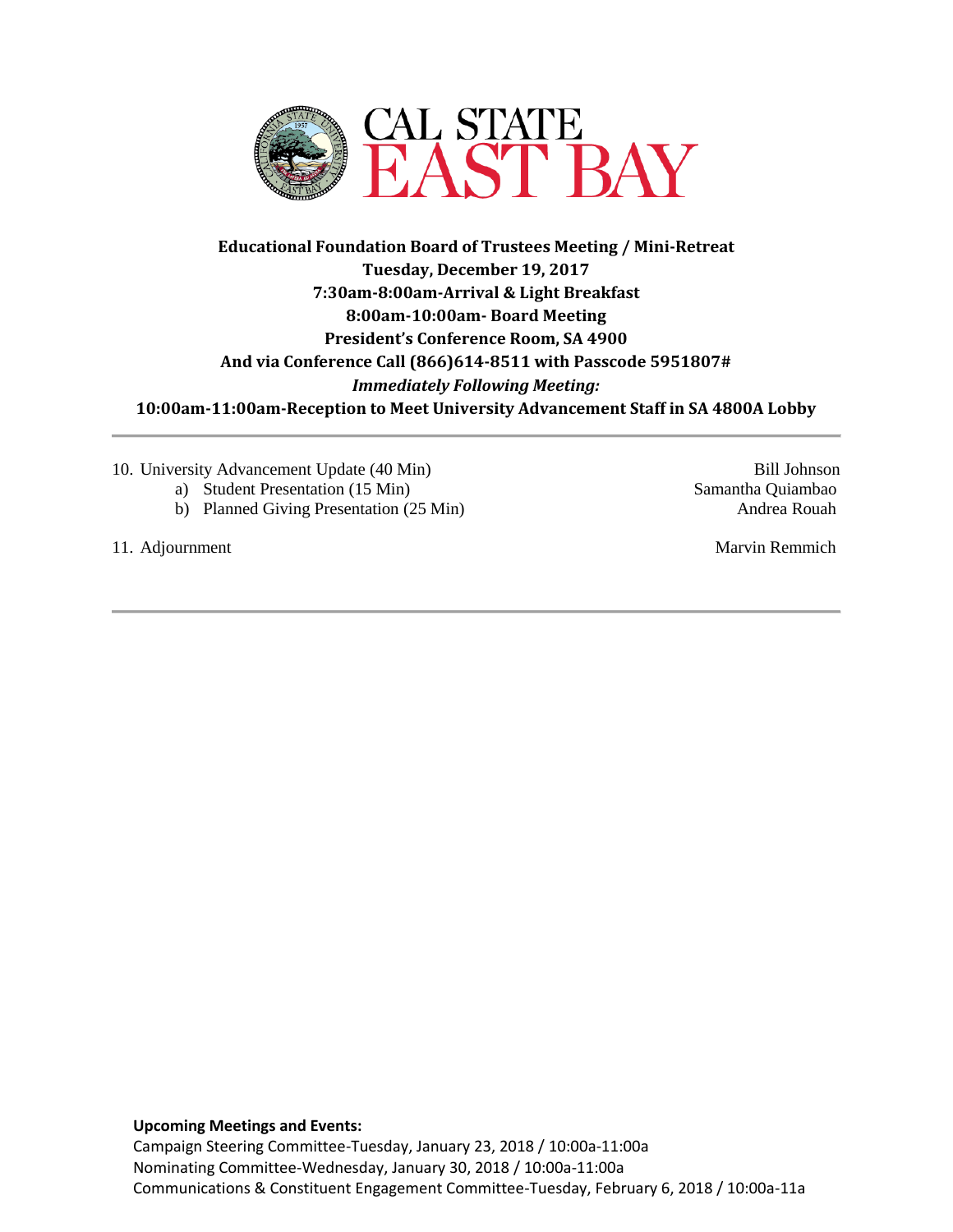**Educational Foundation Board of Trustees Meeting / Mini-Retreat**
**Tuesday, December 19, 2017**
**7:30am-8:00am-Arrival & Light Breakfast**
**8:00am-10:00am- Board Meeting**
**President's Conference Room, SA 4900**
**And via Conference Call (866)614-8511 with Passcode 5951807#**
***Immediately Following Meeting:***
**10:00am-11:00am-Reception to Meet University Advancement Staff in SA 4800A Lobby**

---

10. University Advancement Update (40 Min) — Bill Johnson
    a) Student Presentation (15 Min) — Samantha Quiambao
    b) Planned Giving Presentation (25 Min) — Andrea Rouah

11. Adjournment — Marvin Remmich

---

**Upcoming Meetings and Events:**
Campaign Steering Committee-Tuesday, January 23, 2018 / 10:00a-11:00a
Nominating Committee-Wednesday, January 30, 2018 / 10:00a-11:00a
Communications & Constituent Engagement Committee-Tuesday, February 6, 2018 / 10:00a-11a